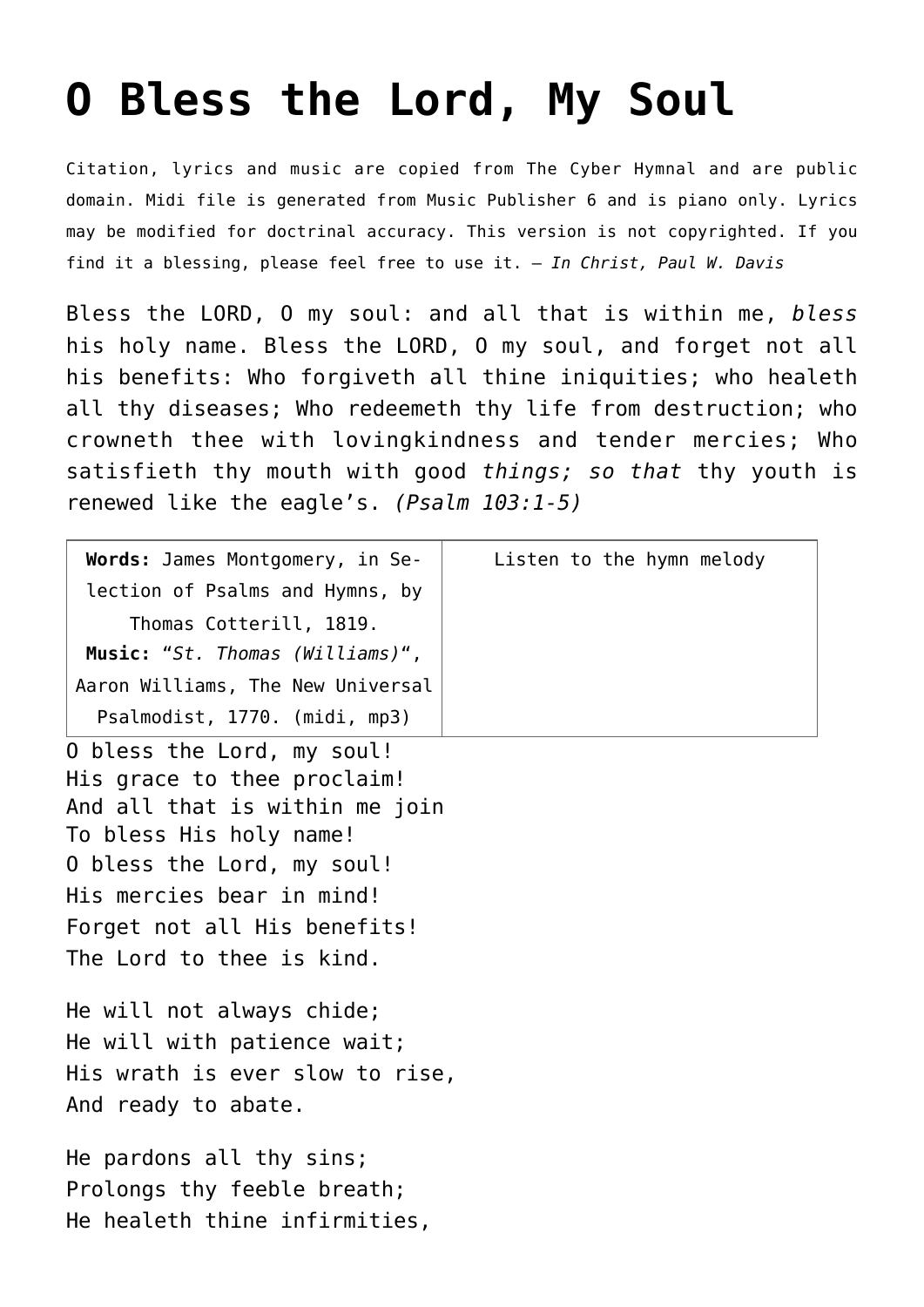# O Bless the Lord, My Soul

Citation, lyrics and music are copied from The Cyber Hymnal and are public domain. Midi file is generated from Music Publisher 6 and is piano only. Lyrics may be modified for doctrinal accuracy. This version is not copyrighted. If you find it a blessing, please feel free to use it. – *In Christ, Paul W. Davis*

Bless the LORD, O my soul: and all that is within me, *bless* his holy name. Bless the LORD, O my soul, and forget not all his benefits: Who forgiveth all thine iniquities; who healeth all thy diseases; Who redeemeth thy life from destruction; who crowneth thee with lovingkindness and tender mercies; Who satisfieth thy mouth with good *things; so that* thy youth is renewed like the eagle's. *(Psalm 103:1-5)*

| **Words:** James Montgomery, in Selection of Psalms and Hymns, by Thomas Cotterill, 1819. **Music:** "*St. Thomas (Williams)*", Aaron Williams, The New Universal Psalmodist, 1770. (midi, mp3) | Listen to the hymn melody |
|---|---|

O bless the Lord, my soul!
His grace to thee proclaim!
And all that is within me join
To bless His holy name!
O bless the Lord, my soul!
His mercies bear in mind!
Forget not all His benefits!
The Lord to thee is kind.

He will not always chide;
He will with patience wait;
His wrath is ever slow to rise,
And ready to abate.

He pardons all thy sins;
Prolongs thy feeble breath;
He healeth thine infirmities,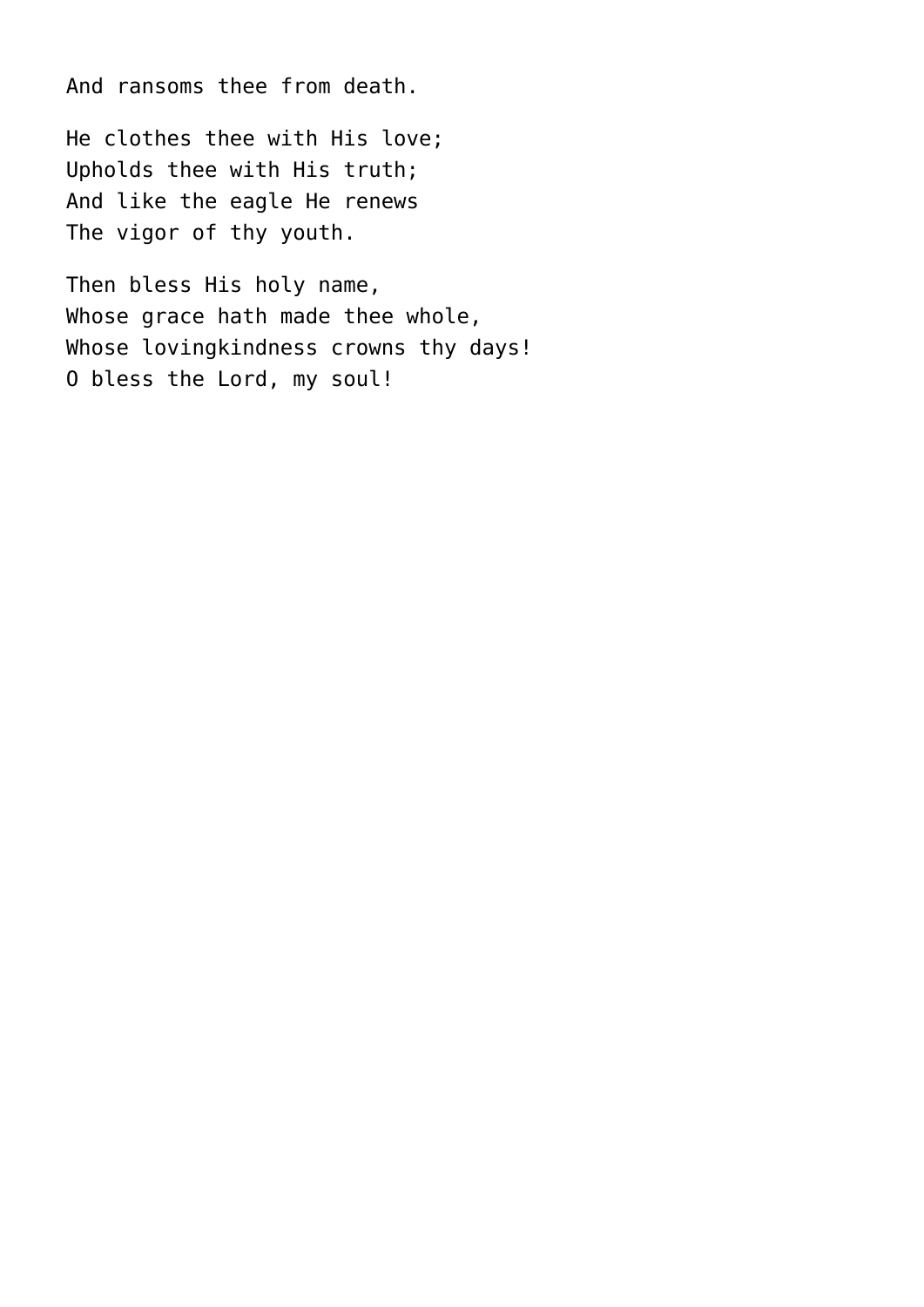And ransoms thee from death.

He clothes thee with His love;
Upholds thee with His truth;
And like the eagle He renews
The vigor of thy youth.

Then bless His holy name,
Whose grace hath made thee whole,
Whose lovingkindness crowns thy days!
O bless the Lord, my soul!